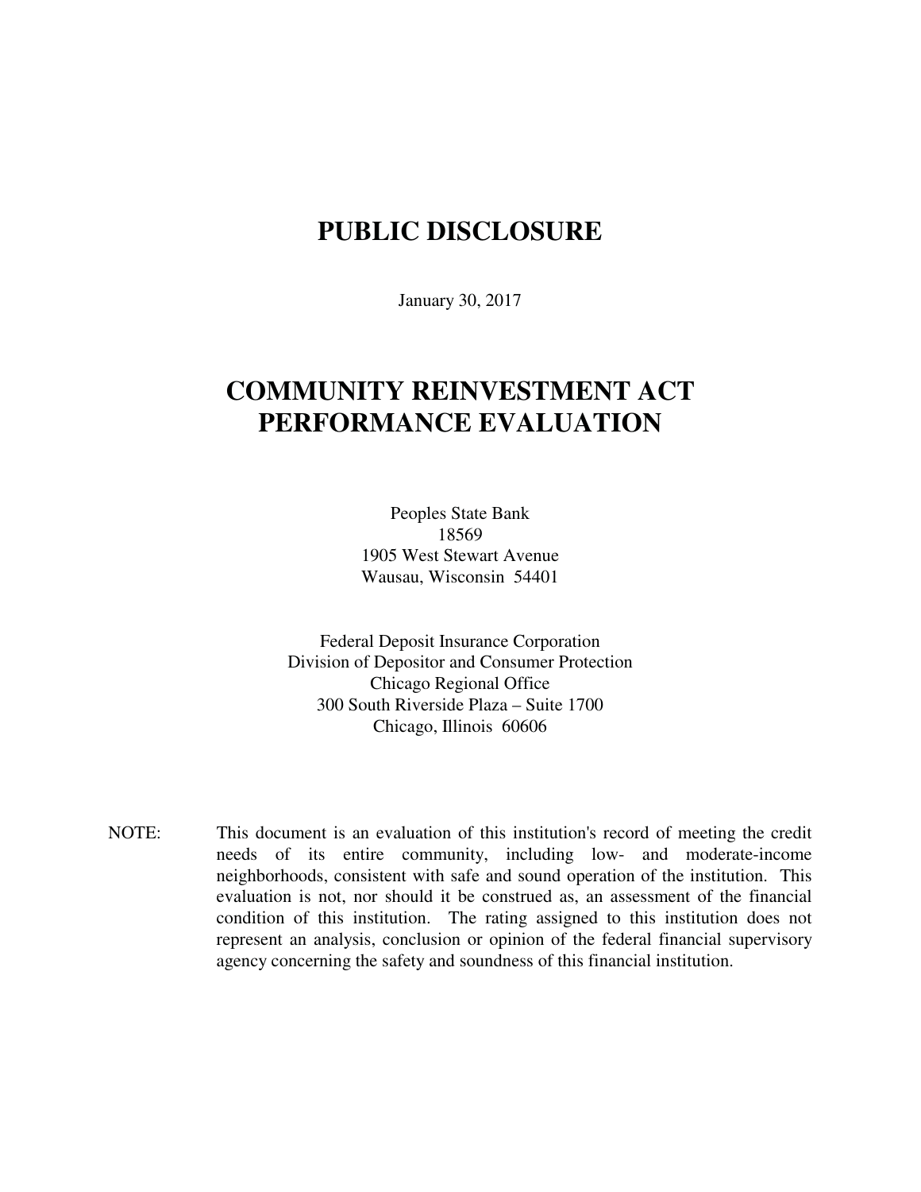# PUBLIC DISCLOSURE

January 30, 2017

# COMMUNITY REINVESTMENT ACT PERFORMANCE EVALUATION

Peoples State Bank
18569
1905 West Stewart Avenue
Wausau, Wisconsin 54401

Federal Deposit Insurance Corporation
Division of Depositor and Consumer Protection
Chicago Regional Office
300 South Riverside Plaza – Suite 1700
Chicago, Illinois 60606

NOTE: This document is an evaluation of this institution's record of meeting the credit needs of its entire community, including low- and moderate-income neighborhoods, consistent with safe and sound operation of the institution. This evaluation is not, nor should it be construed as, an assessment of the financial condition of this institution. The rating assigned to this institution does not represent an analysis, conclusion or opinion of the federal financial supervisory agency concerning the safety and soundness of this financial institution.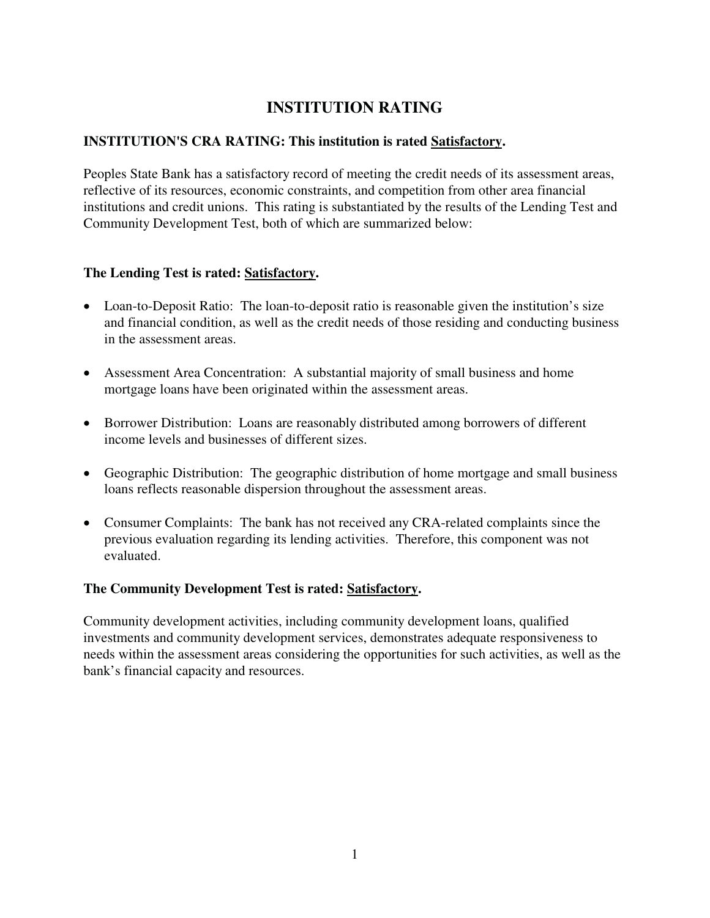# INSTITUTION RATING

**INSTITUTION'S CRA RATING: This institution is rated Satisfactory.**

Peoples State Bank has a satisfactory record of meeting the credit needs of its assessment areas, reflective of its resources, economic constraints, and competition from other area financial institutions and credit unions. This rating is substantiated by the results of the Lending Test and Community Development Test, both of which are summarized below:

**The Lending Test is rated: Satisfactory.**

- Loan-to-Deposit Ratio: The loan-to-deposit ratio is reasonable given the institution's size and financial condition, as well as the credit needs of those residing and conducting business in the assessment areas.
- Assessment Area Concentration: A substantial majority of small business and home mortgage loans have been originated within the assessment areas.
- Borrower Distribution: Loans are reasonably distributed among borrowers of different income levels and businesses of different sizes.
- Geographic Distribution: The geographic distribution of home mortgage and small business loans reflects reasonable dispersion throughout the assessment areas.
- Consumer Complaints: The bank has not received any CRA-related complaints since the previous evaluation regarding its lending activities. Therefore, this component was not evaluated.

**The Community Development Test is rated: Satisfactory.**

Community development activities, including community development loans, qualified investments and community development services, demonstrates adequate responsiveness to needs within the assessment areas considering the opportunities for such activities, as well as the bank's financial capacity and resources.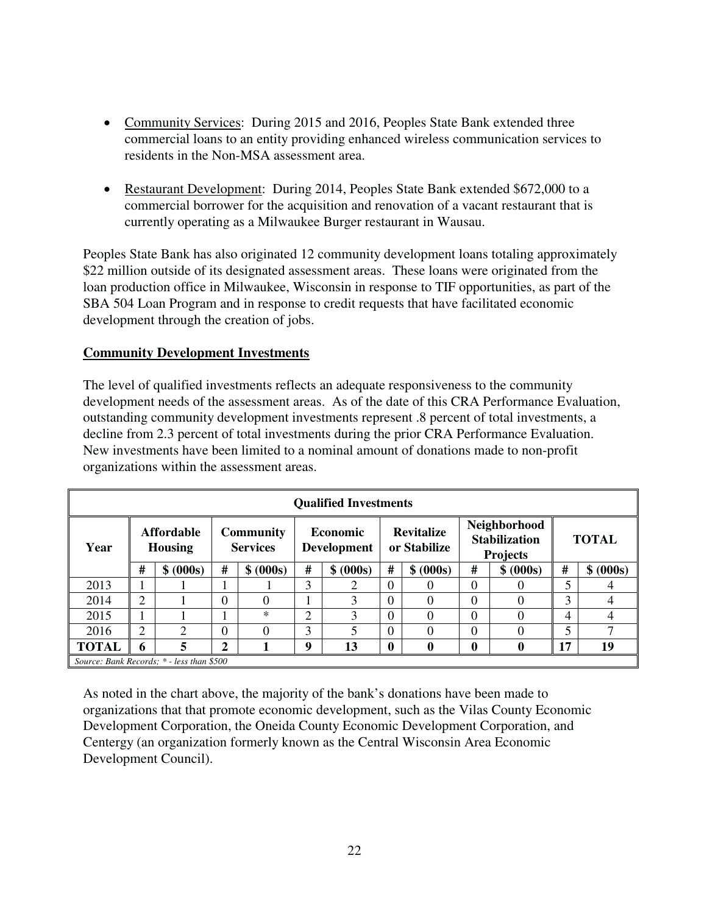- Community Services: During 2015 and 2016, Peoples State Bank extended three commercial loans to an entity providing enhanced wireless communication services to residents in the Non-MSA assessment area.

- Restaurant Development: During 2014, Peoples State Bank extended $672,000 to a commercial borrower for the acquisition and renovation of a vacant restaurant that is currently operating as a Milwaukee Burger restaurant in Wausau.

Peoples State Bank has also originated 12 community development loans totaling approximately $22 million outside of its designated assessment areas. These loans were originated from the loan production office in Milwaukee, Wisconsin in response to TIF opportunities, as part of the SBA 504 Loan Program and in response to credit requests that have facilitated economic development through the creation of jobs.

## Community Development Investments

The level of qualified investments reflects an adequate responsiveness to the community development needs of the assessment areas. As of the date of this CRA Performance Evaluation, outstanding community development investments represent .8 percent of total investments, a decline from 2.3 percent of total investments during the prior CRA Performance Evaluation. New investments have been limited to a nominal amount of donations made to non-profit organizations within the assessment areas.

**Qualified Investments**

| Year | Affordable Housing | | Community Services | | Economic Development | | Revitalize or Stabilize | | Neighborhood Stabilization Projects | | TOTAL | |
|---|---|---|---|---|---|---|---|---|---|---|---|---|
| | # | $ (000s) | # | $ (000s) | # | $ (000s) | # | $ (000s) | # | $ (000s) | # | $ (000s) |
| 2013 | 1 | 1 | 1 | 1 | 3 | 2 | 0 | 0 | 0 | 0 | 5 | 4 |
| 2014 | 2 | 1 | 0 | 0 | 1 | 3 | 0 | 0 | 0 | 0 | 3 | 4 |
| 2015 | 1 | 1 | 1 | * | 2 | 3 | 0 | 0 | 0 | 0 | 4 | 4 |
| 2016 | 2 | 2 | 0 | 0 | 3 | 5 | 0 | 0 | 0 | 0 | 5 | 7 |
| **TOTAL** | **6** | **5** | **2** | **1** | **9** | **13** | **0** | **0** | **0** | **0** | **17** | **19** |

*Source: Bank Records; * - less than $500*

As noted in the chart above, the majority of the bank's donations have been made to organizations that that promote economic development, such as the Vilas County Economic Development Corporation, the Oneida County Economic Development Corporation, and Centergy (an organization formerly known as the Central Wisconsin Area Economic Development Council).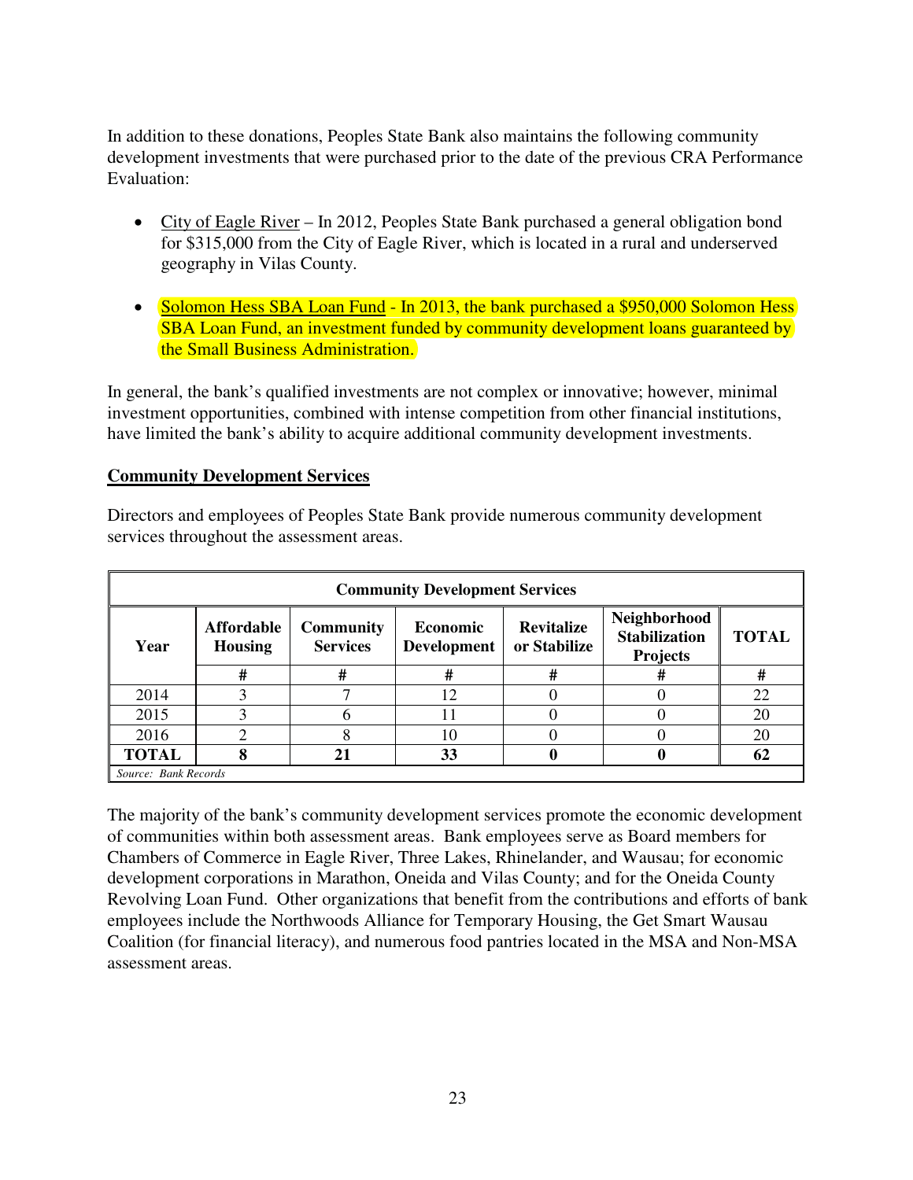In addition to these donations, Peoples State Bank also maintains the following community development investments that were purchased prior to the date of the previous CRA Performance Evaluation:

- City of Eagle River – In 2012, Peoples State Bank purchased a general obligation bond for $315,000 from the City of Eagle River, which is located in a rural and underserved geography in Vilas County.

- Solomon Hess SBA Loan Fund - In 2013, the bank purchased a $950,000 Solomon Hess SBA Loan Fund, an investment funded by community development loans guaranteed by the Small Business Administration.

In general, the bank's qualified investments are not complex or innovative; however, minimal investment opportunities, combined with intense competition from other financial institutions, have limited the bank's ability to acquire additional community development investments.

**Community Development Services**

Directors and employees of Peoples State Bank provide numerous community development services throughout the assessment areas.

| Community Development Services | | | | | | |
|---|---|---|---|---|---|---|
| Year | Affordable Housing | Community Services | Economic Development | Revitalize or Stabilize | Neighborhood Stabilization Projects | TOTAL |
| | # | # | # | # | # | # |
| 2014 | 3 | 7 | 12 | 0 | 0 | 22 |
| 2015 | 3 | 6 | 11 | 0 | 0 | 20 |
| 2016 | 2 | 8 | 10 | 0 | 0 | 20 |
| **TOTAL** | **8** | **21** | **33** | **0** | **0** | **62** |

*Source: Bank Records*

The majority of the bank's community development services promote the economic development of communities within both assessment areas. Bank employees serve as Board members for Chambers of Commerce in Eagle River, Three Lakes, Rhinelander, and Wausau; for economic development corporations in Marathon, Oneida and Vilas County; and for the Oneida County Revolving Loan Fund. Other organizations that benefit from the contributions and efforts of bank employees include the Northwoods Alliance for Temporary Housing, the Get Smart Wausau Coalition (for financial literacy), and numerous food pantries located in the MSA and Non-MSA assessment areas.